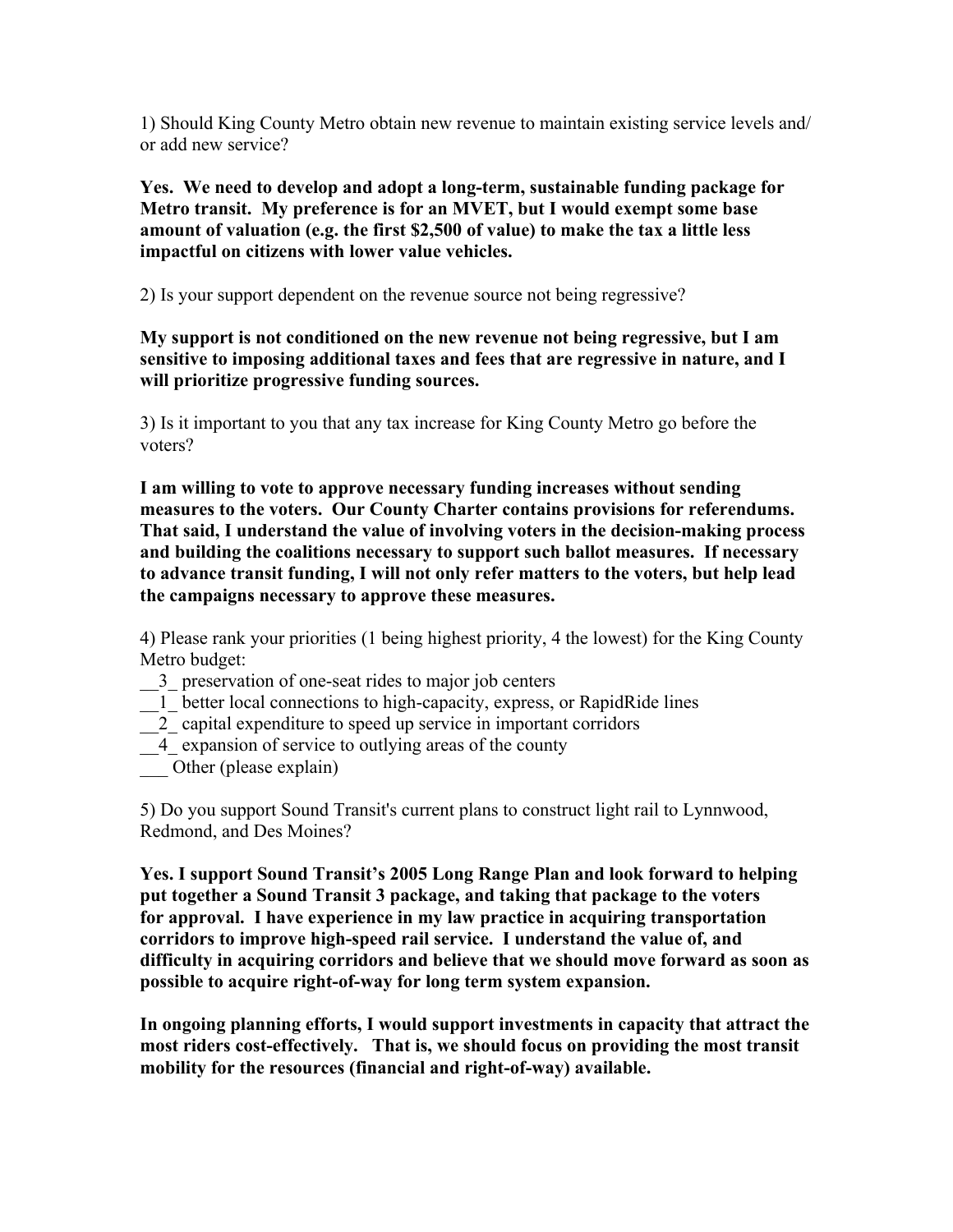1) Should King County Metro obtain new revenue to maintain existing service levels and/or add new service?

**Yes. We need to develop and adopt a long-term, sustainable funding package for Metro transit. My preference is for an MVET, but I would exempt some base amount of valuation (e.g. the first $2,500 of value) to make the tax a little less impactful on citizens with lower value vehicles.**

2) Is your support dependent on the revenue source not being regressive?

**My support is not conditioned on the new revenue not being regressive, but I am sensitive to imposing additional taxes and fees that are regressive in nature, and I will prioritize progressive funding sources.**

3) Is it important to you that any tax increase for King County Metro go before the voters?

**I am willing to vote to approve necessary funding increases without sending measures to the voters. Our County Charter contains provisions for referendums. That said, I understand the value of involving voters in the decision-making process and building the coalitions necessary to support such ballot measures. If necessary to advance transit funding, I will not only refer matters to the voters, but help lead the campaigns necessary to approve these measures.**

4) Please rank your priorities (1 being highest priority, 4 the lowest) for the King County Metro budget:

__3_ preservation of one-seat rides to major job centers
__1_ better local connections to high-capacity, express, or RapidRide lines
__2_ capital expenditure to speed up service in important corridors
__4_ expansion of service to outlying areas of the county
___ Other (please explain)

5) Do you support Sound Transit's current plans to construct light rail to Lynnwood, Redmond, and Des Moines?

**Yes. I support Sound Transit's 2005 Long Range Plan and look forward to helping put together a Sound Transit 3 package, and taking that package to the voters for approval. I have experience in my law practice in acquiring transportation corridors to improve high-speed rail service. I understand the value of, and difficulty in acquiring corridors and believe that we should move forward as soon as possible to acquire right-of-way for long term system expansion.**

**In ongoing planning efforts, I would support investments in capacity that attract the most riders cost-effectively. That is, we should focus on providing the most transit mobility for the resources (financial and right-of-way) available.**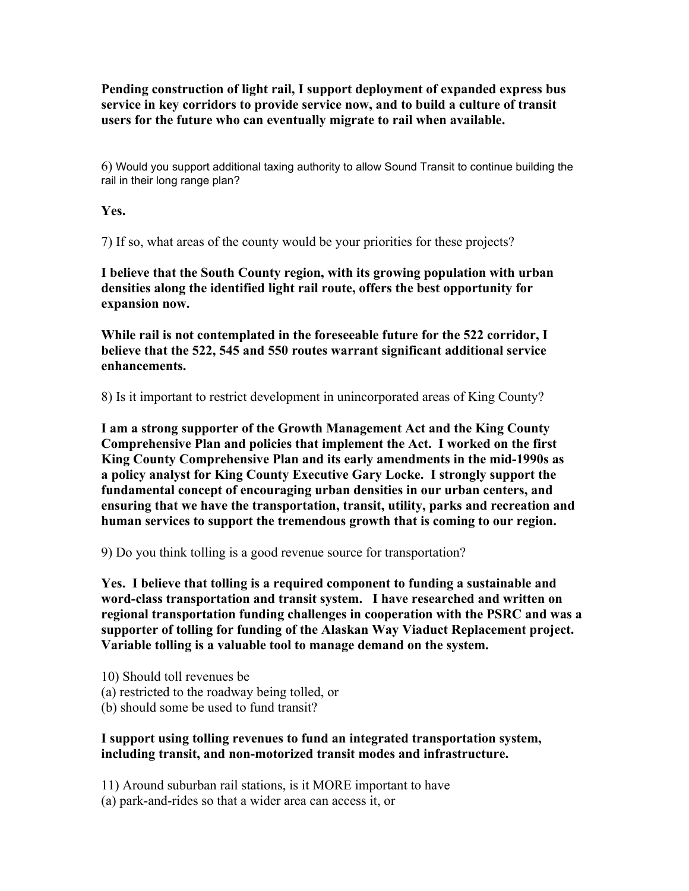**Pending construction of light rail, I support deployment of expanded express bus service in key corridors to provide service now, and to build a culture of transit users for the future who can eventually migrate to rail when available.**

6) Would you support additional taxing authority to allow Sound Transit to continue building the rail in their long range plan?

**Yes.**

7) If so, what areas of the county would be your priorities for these projects?

**I believe that the South County region, with its growing population with urban densities along the identified light rail route, offers the best opportunity for expansion now.**

**While rail is not contemplated in the foreseeable future for the 522 corridor, I believe that the 522, 545 and 550 routes warrant significant additional service enhancements.**

8) Is it important to restrict development in unincorporated areas of King County?

**I am a strong supporter of the Growth Management Act and the King County Comprehensive Plan and policies that implement the Act. I worked on the first King County Comprehensive Plan and its early amendments in the mid-1990s as a policy analyst for King County Executive Gary Locke. I strongly support the fundamental concept of encouraging urban densities in our urban centers, and ensuring that we have the transportation, transit, utility, parks and recreation and human services to support the tremendous growth that is coming to our region.**

9) Do you think tolling is a good revenue source for transportation?

**Yes. I believe that tolling is a required component to funding a sustainable and word-class transportation and transit system. I have researched and written on regional transportation funding challenges in cooperation with the PSRC and was a supporter of tolling for funding of the Alaskan Way Viaduct Replacement project. Variable tolling is a valuable tool to manage demand on the system.**

10) Should toll revenues be
(a) restricted to the roadway being tolled, or
(b) should some be used to fund transit?

**I support using tolling revenues to fund an integrated transportation system, including transit, and non-motorized transit modes and infrastructure.**

11) Around suburban rail stations, is it MORE important to have
(a) park-and-rides so that a wider area can access it, or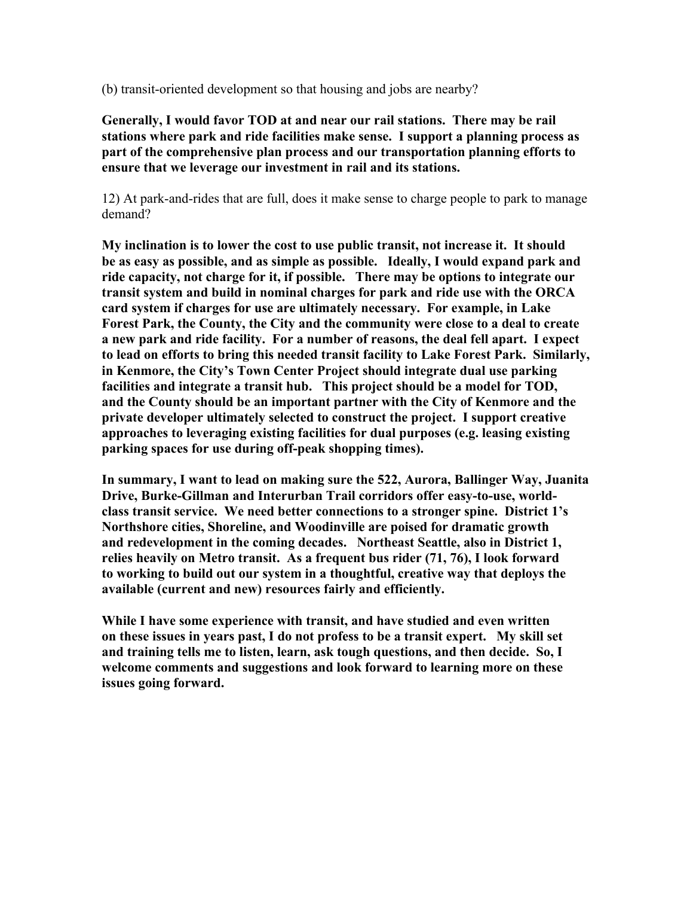(b) transit-oriented development so that housing and jobs are nearby?

**Generally, I would favor TOD at and near our rail stations. There may be rail stations where park and ride facilities make sense. I support a planning process as part of the comprehensive plan process and our transportation planning efforts to ensure that we leverage our investment in rail and its stations.**

12) At park-and-rides that are full, does it make sense to charge people to park to manage demand?

**My inclination is to lower the cost to use public transit, not increase it. It should be as easy as possible, and as simple as possible. Ideally, I would expand park and ride capacity, not charge for it, if possible. There may be options to integrate our transit system and build in nominal charges for park and ride use with the ORCA card system if charges for use are ultimately necessary. For example, in Lake Forest Park, the County, the City and the community were close to a deal to create a new park and ride facility. For a number of reasons, the deal fell apart. I expect to lead on efforts to bring this needed transit facility to Lake Forest Park. Similarly, in Kenmore, the City's Town Center Project should integrate dual use parking facilities and integrate a transit hub. This project should be a model for TOD, and the County should be an important partner with the City of Kenmore and the private developer ultimately selected to construct the project. I support creative approaches to leveraging existing facilities for dual purposes (e.g. leasing existing parking spaces for use during off-peak shopping times).**

**In summary, I want to lead on making sure the 522, Aurora, Ballinger Way, Juanita Drive, Burke-Gillman and Interurban Trail corridors offer easy-to-use, world-class transit service. We need better connections to a stronger spine. District 1's Northshore cities, Shoreline, and Woodinville are poised for dramatic growth and redevelopment in the coming decades. Northeast Seattle, also in District 1, relies heavily on Metro transit. As a frequent bus rider (71, 76), I look forward to working to build out our system in a thoughtful, creative way that deploys the available (current and new) resources fairly and efficiently.**

**While I have some experience with transit, and have studied and even written on these issues in years past, I do not profess to be a transit expert. My skill set and training tells me to listen, learn, ask tough questions, and then decide. So, I welcome comments and suggestions and look forward to learning more on these issues going forward.**